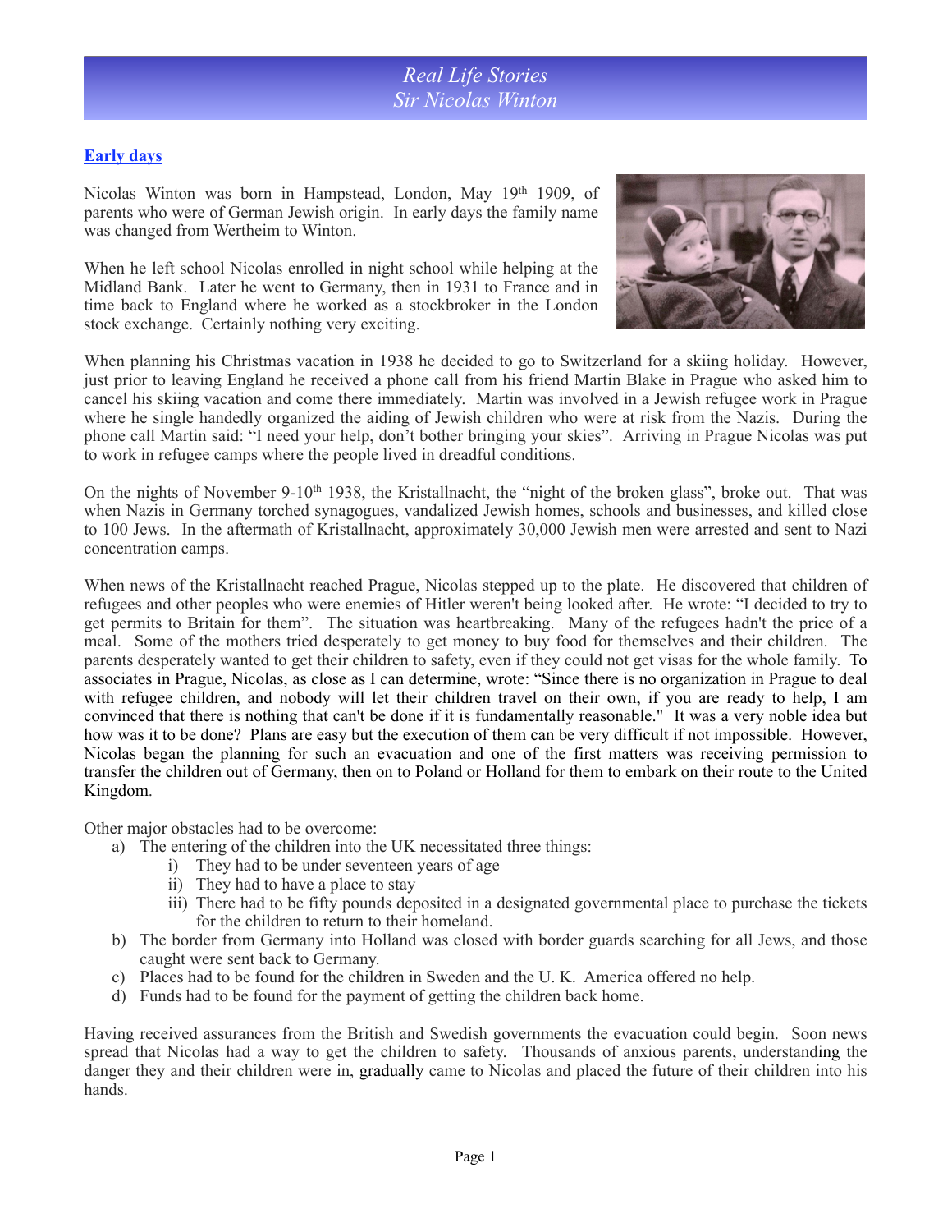# Real Life Stories
# Sir Nicolas Winton

## Early days

Nicolas Winton was born in Hampstead, London, May 19th 1909, of parents who were of German Jewish origin. In early days the family name was changed from Wertheim to Winton.

When he left school Nicolas enrolled in night school while helping at the Midland Bank. Later he went to Germany, then in 1931 to France and in time back to England where he worked as a stockbroker in the London stock exchange. Certainly nothing very exciting.

When planning his Christmas vacation in 1938 he decided to go to Switzerland for a skiing holiday. However, just prior to leaving England he received a phone call from his friend Martin Blake in Prague who asked him to cancel his skiing vacation and come there immediately. Martin was involved in a Jewish refugee work in Prague where he single handedly organized the aiding of Jewish children who were at risk from the Nazis. During the phone call Martin said: "I need your help, don't bother bringing your skies". Arriving in Prague Nicolas was put to work in refugee camps where the people lived in dreadful conditions.

On the nights of November 9-10th 1938, the Kristallnacht, the "night of the broken glass", broke out. That was when Nazis in Germany torched synagogues, vandalized Jewish homes, schools and businesses, and killed close to 100 Jews. In the aftermath of Kristallnacht, approximately 30,000 Jewish men were arrested and sent to Nazi concentration camps.

When news of the Kristallnacht reached Prague, Nicolas stepped up to the plate. He discovered that children of refugees and other peoples who were enemies of Hitler weren't being looked after. He wrote: "I decided to try to get permits to Britain for them". The situation was heartbreaking. Many of the refugees hadn't the price of a meal. Some of the mothers tried desperately to get money to buy food for themselves and their children. The parents desperately wanted to get their children to safety, even if they could not get visas for the whole family. To associates in Prague, Nicolas, as close as I can determine, wrote: "Since there is no organization in Prague to deal with refugee children, and nobody will let their children travel on their own, if you are ready to help, I am convinced that there is nothing that can't be done if it is fundamentally reasonable." It was a very noble idea but how was it to be done? Plans are easy but the execution of them can be very difficult if not impossible. However, Nicolas began the planning for such an evacuation and one of the first matters was receiving permission to transfer the children out of Germany, then on to Poland or Holland for them to embark on their route to the United Kingdom.

Other major obstacles had to be overcome:

a) The entering of the children into the UK necessitated three things:
   i) They had to be under seventeen years of age
   ii) They had to have a place to stay
   iii) There had to be fifty pounds deposited in a designated governmental place to purchase the tickets for the children to return to their homeland.
b) The border from Germany into Holland was closed with border guards searching for all Jews, and those caught were sent back to Germany.
c) Places had to be found for the children in Sweden and the U. K. America offered no help.
d) Funds had to be found for the payment of getting the children back home.

Having received assurances from the British and Swedish governments the evacuation could begin. Soon news spread that Nicolas had a way to get the children to safety. Thousands of anxious parents, understanding the danger they and their children were in, gradually came to Nicolas and placed the future of their children into his hands.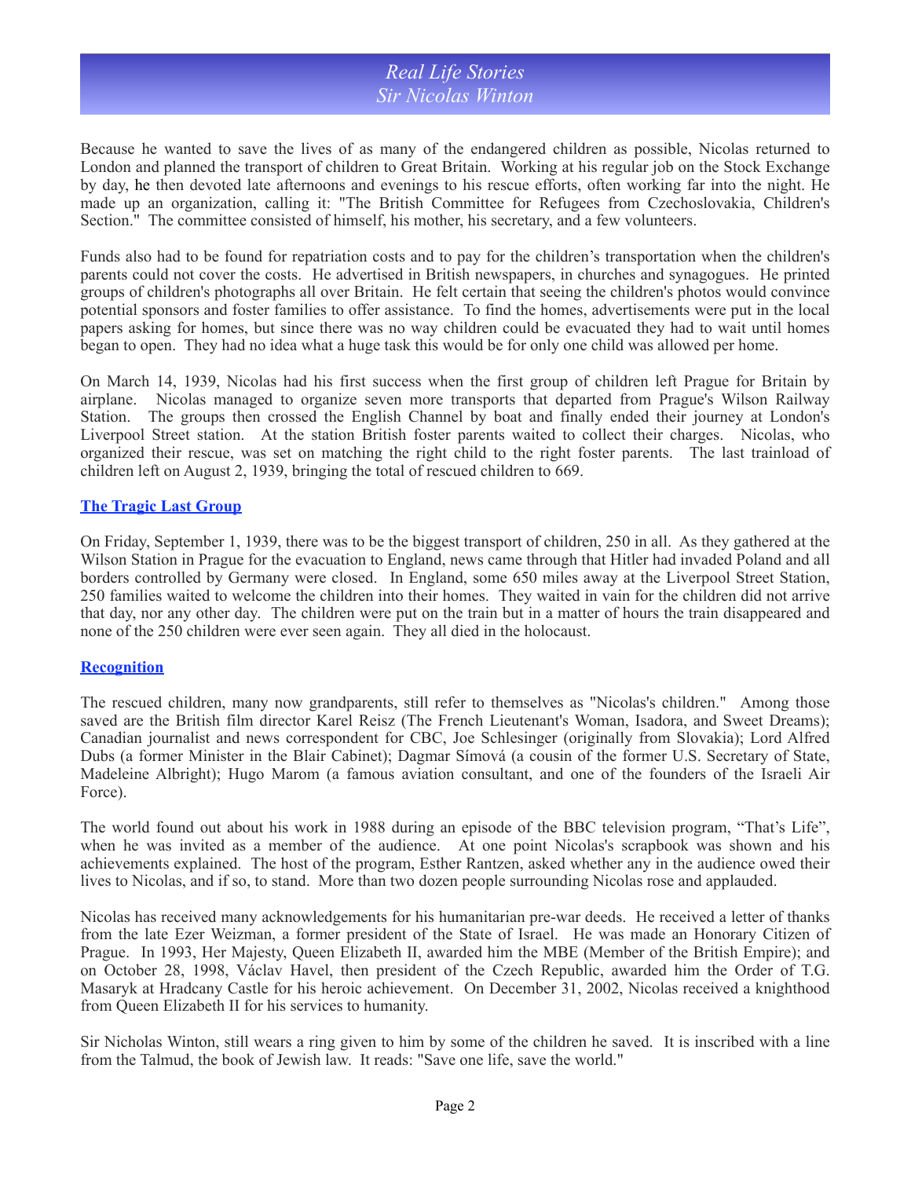Because he wanted to save the lives of as many of the endangered children as possible, Nicolas returned to London and planned the transport of children to Great Britain. Working at his regular job on the Stock Exchange by day, he then devoted late afternoons and evenings to his rescue efforts, often working far into the night. He made up an organization, calling it: "The British Committee for Refugees from Czechoslovakia, Children's Section." The committee consisted of himself, his mother, his secretary, and a few volunteers.

Funds also had to be found for repatriation costs and to pay for the children's transportation when the children's parents could not cover the costs. He advertised in British newspapers, in churches and synagogues. He printed groups of children's photographs all over Britain. He felt certain that seeing the children's photos would convince potential sponsors and foster families to offer assistance. To find the homes, advertisements were put in the local papers asking for homes, but since there was no way children could be evacuated they had to wait until homes began to open. They had no idea what a huge task this would be for only one child was allowed per home.

On March 14, 1939, Nicolas had his first success when the first group of children left Prague for Britain by airplane. Nicolas managed to organize seven more transports that departed from Prague's Wilson Railway Station. The groups then crossed the English Channel by boat and finally ended their journey at London's Liverpool Street station. At the station British foster parents waited to collect their charges. Nicolas, who organized their rescue, was set on matching the right child to the right foster parents. The last trainload of children left on August 2, 1939, bringing the total of rescued children to 669.

## The Tragic Last Group

On Friday, September 1, 1939, there was to be the biggest transport of children, 250 in all. As they gathered at the Wilson Station in Prague for the evacuation to England, news came through that Hitler had invaded Poland and all borders controlled by Germany were closed. In England, some 650 miles away at the Liverpool Street Station, 250 families waited to welcome the children into their homes. They waited in vain for the children did not arrive that day, nor any other day. The children were put on the train but in a matter of hours the train disappeared and none of the 250 children were ever seen again. They all died in the holocaust.

## Recognition

The rescued children, many now grandparents, still refer to themselves as "Nicolas's children." Among those saved are the British film director Karel Reisz (The French Lieutenant's Woman, Isadora, and Sweet Dreams); Canadian journalist and news correspondent for CBC, Joe Schlesinger (originally from Slovakia); Lord Alfred Dubs (a former Minister in the Blair Cabinet); Dagmar Símová (a cousin of the former U.S. Secretary of State, Madeleine Albright); Hugo Marom (a famous aviation consultant, and one of the founders of the Israeli Air Force).

The world found out about his work in 1988 during an episode of the BBC television program, "That's Life", when he was invited as a member of the audience. At one point Nicolas's scrapbook was shown and his achievements explained. The host of the program, Esther Rantzen, asked whether any in the audience owed their lives to Nicolas, and if so, to stand. More than two dozen people surrounding Nicolas rose and applauded.

Nicolas has received many acknowledgements for his humanitarian pre-war deeds. He received a letter of thanks from the late Ezer Weizman, a former president of the State of Israel. He was made an Honorary Citizen of Prague. In 1993, Her Majesty, Queen Elizabeth II, awarded him the MBE (Member of the British Empire); and on October 28, 1998, Václav Havel, then president of the Czech Republic, awarded him the Order of T.G. Masaryk at Hradcany Castle for his heroic achievement. On December 31, 2002, Nicolas received a knighthood from Queen Elizabeth II for his services to humanity.

Sir Nicholas Winton, still wears a ring given to him by some of the children he saved. It is inscribed with a line from the Talmud, the book of Jewish law. It reads: "Save one life, save the world."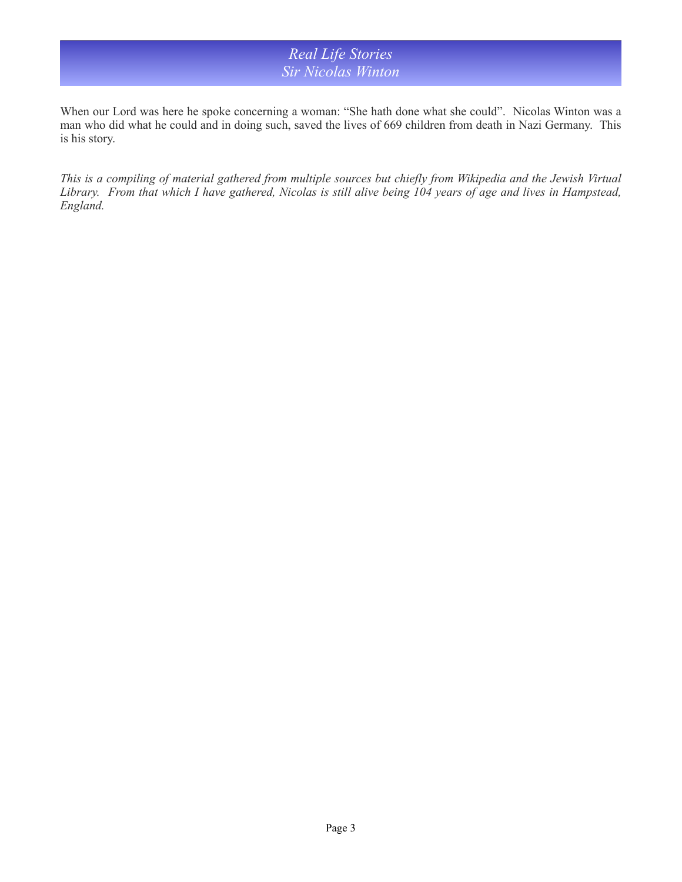# *Real Life Stories*
## *Sir Nicolas Winton*

When our Lord was here he spoke concerning a woman: "She hath done what she could". Nicolas Winton was a man who did what he could and in doing such, saved the lives of 669 children from death in Nazi Germany. This is his story.

*This is a compiling of material gathered from multiple sources but chiefly from Wikipedia and the Jewish Virtual Library. From that which I have gathered, Nicolas is still alive being 104 years of age and lives in Hampstead, England.*